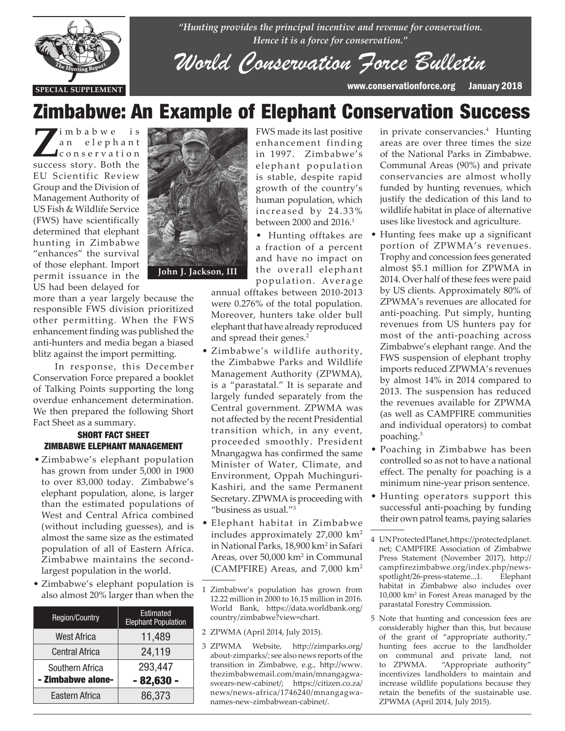*"Hunting provides the principal incentive and revenue for conservation. Hence it is a force for conservation."*

# World Conservation Force Bulletin

SPECIAL SUPPLEMENT

www.conservationforce.org January 2018

# Zimbabwe: An Example of Elephant Conservation Success

Zimbabwe is an elephant conservation success story. Both the EU Scientific Review Group and the Division of Management Authority of US Fish & Wildlife Service (FWS) have scientifically determined that elephant hunting in Zimbabwe "enhances" the survival of those elephant. Import permit issuance in the US had been delayed for more than a year largely because the responsible FWS division prioritized other permitting. When the FWS enhancement finding was published the anti-hunters and media began a biased blitz against the import permitting.

**John J. Jackson, III**

In response, this December Conservation Force prepared a booklet of Talking Points supporting the long overdue enhancement determination. We then prepared the following Short Fact Sheet as a summary.

### SHORT FACT SHEET
### ZIMBABWE ELEPHANT MANAGEMENT

- Zimbabwe's elephant population has grown from under 5,000 in 1900 to over 83,000 today. Zimbabwe's elephant population, alone, is larger than the estimated populations of West and Central Africa combined (without including guesses), and is almost the same size as the estimated population of all of Eastern Africa. Zimbabwe maintains the second-largest population in the world.
- Zimbabwe's elephant population is also almost 20% larger than when the FWS made its last positive enhancement finding in 1997. Zimbabwe's elephant population is stable, despite rapid growth of the country's human population, which increased by 24.33% between 2000 and 2016.[1]
- Hunting offtakes are a fraction of a percent and have no impact on the overall elephant population. Average annual offtakes between 2010-2013 were 0.276% of the total population. Moreover, hunters take older bull elephant that have already reproduced and spread their genes.[2]
- Zimbabwe's wildlife authority, the Zimbabwe Parks and Wildlife Management Authority (ZPWMA), is a "parastatal." It is separate and largely funded separately from the Central government. ZPWMA was not affected by the recent Presidential transition which, in any event, proceeded smoothly. President Mnangagwa has confirmed the same Minister of Water, Climate, and Environment, Oppah Muchinguri-Kashiri, and the same Permanent Secretary. ZPWMA is proceeding with "business as usual."[3]
- Elephant habitat in Zimbabwe includes approximately 27,000 km$^2$ in National Parks, 18,900 km$^2$ in Safari Areas, over 50,000 km$^2$ in Communal (CAMPFIRE) Areas, and 7,000 km$^2$ in private conservancies.[4] Hunting areas are over three times the size of the National Parks in Zimbabwe. Communal Areas (90%) and private conservancies are almost wholly funded by hunting revenues, which justify the dedication of this land to wildlife habitat in place of alternative uses like livestock and agriculture.
- Hunting fees make up a significant portion of ZPWMA's revenues. Trophy and concession fees generated almost $5.1 million for ZPWMA in 2014. Over half of these fees were paid by US clients. Approximately 80% of ZPWMA's revenues are allocated for anti-poaching. Put simply, hunting revenues from US hunters pay for most of the anti-poaching across Zimbabwe's elephant range. And the FWS suspension of elephant trophy imports reduced ZPWMA's revenues by almost 14% in 2014 compared to 2013. The suspension has reduced the revenues available for ZPWMA (as well as CAMPFIRE communities and individual operators) to combat poaching.[5]
- Poaching in Zimbabwe has been controlled so as not to have a national effect. The penalty for poaching is a minimum nine-year prison sentence.
- Hunting operators support this successful anti-poaching by funding their own patrol teams, paying salaries

| Region/Country | Estimated Elephant Population |
|---|---|
| West Africa | 11,489 |
| Central Africa | 24,119 |
| Southern Africa<br>- Zimbabwe alone- | 293,447<br>- 82,630 - |
| Eastern Africa | 86,373 |

---

1 Zimbabwe's population has grown from 12.22 million in 2000 to 16.15 million in 2016. World Bank, https://data.worldbank.org/country/zimbabwe?view=chart.

2 ZPWMA (April 2014, July 2015).

3 ZPWMA Website, http://zimparks.org/about-zimparks/; see also news reports of the transition in Zimbabwe, e.g., http://www.thezimbabwemail.com/main/mnangagwa-swears-new-cabinet/; https://citizen.co.za/news/news-africa/1746240/mnangagwa-names-new-zimbabwean-cabinet/.

4 UN Protected Planet, https://protectedplanet.net; CAMPFIRE Association of Zimbabwe Press Statement (November 2017), http://campfirezimbabwe.org/index.php/news-spotlight/26-press-stateme...1. Elephant habitat in Zimbabwe also includes over 10,000 km$^2$ in Forest Areas managed by the parastatal Forestry Commission.

5 Note that hunting and concession fees are considerably higher than this, but because of the grant of "appropriate authority," hunting fees accrue to the landholder on communal and private land, not to ZPWMA. "Appropriate authority" incentivizes landholders to maintain and increase wildlife populations because they retain the benefits of the sustainable use. ZPWMA (April 2014, July 2015).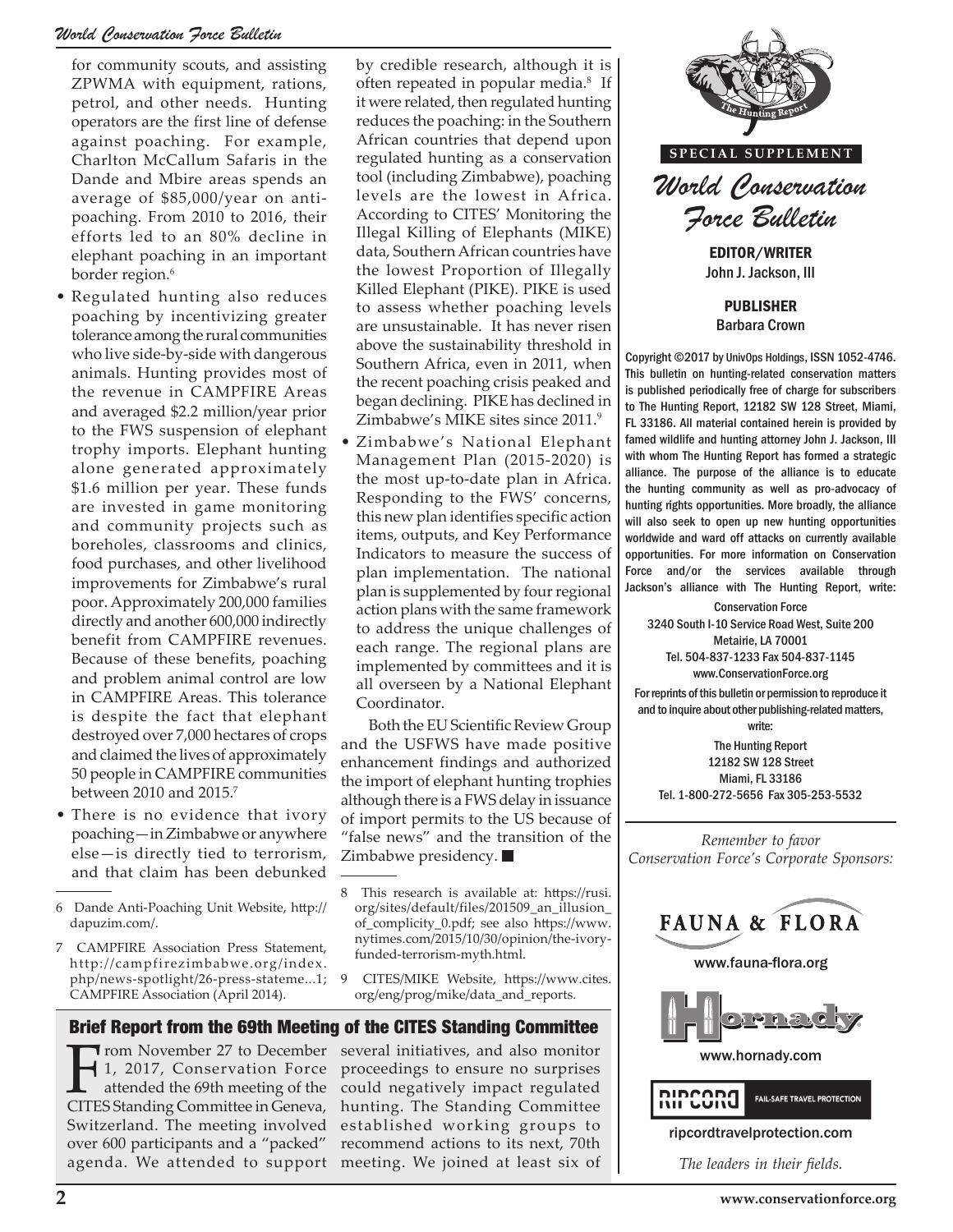for community scouts, and assisting ZPWMA with equipment, rations, petrol, and other needs. Hunting operators are the first line of defense against poaching. For example, Charlton McCallum Safaris in the Dande and Mbire areas spends an average of $85,000/year on anti-poaching. From 2010 to 2016, their efforts led to an 80% decline in elephant poaching in an important border region.[6]

- Regulated hunting also reduces poaching by incentivizing greater tolerance among the rural communities who live side-by-side with dangerous animals. Hunting provides most of the revenue in CAMPFIRE Areas and averaged $2.2 million/year prior to the FWS suspension of elephant trophy imports. Elephant hunting alone generated approximately $1.6 million per year. These funds are invested in game monitoring and community projects such as boreholes, classrooms and clinics, food purchases, and other livelihood improvements for Zimbabwe's rural poor. Approximately 200,000 families directly and another 600,000 indirectly benefit from CAMPFIRE revenues. Because of these benefits, poaching and problem animal control are low in CAMPFIRE Areas. This tolerance is despite the fact that elephant destroyed over 7,000 hectares of crops and claimed the lives of approximately 50 people in CAMPFIRE communities between 2010 and 2015.[7]
- There is no evidence that ivory poaching—in Zimbabwe or anywhere else—is directly tied to terrorism, and that claim has been debunked by credible research, although it is often repeated in popular media.[8] If it were related, then regulated hunting reduces the poaching: in the Southern African countries that depend upon regulated hunting as a conservation tool (including Zimbabwe), poaching levels are the lowest in Africa. According to CITES' Monitoring the Illegal Killing of Elephants (MIKE) data, Southern African countries have the lowest Proportion of Illegally Killed Elephant (PIKE). PIKE is used to assess whether poaching levels are unsustainable. It has never risen above the sustainability threshold in Southern Africa, even in 2011, when the recent poaching crisis peaked and began declining. PIKE has declined in Zimbabwe's MIKE sites since 2011.[9]
- Zimbabwe's National Elephant Management Plan (2015-2020) is the most up-to-date plan in Africa. Responding to the FWS' concerns, this new plan identifies specific action items, outputs, and Key Performance Indicators to measure the success of plan implementation. The national plan is supplemented by four regional action plans with the same framework to address the unique challenges of each range. The regional plans are implemented by committees and it is all overseen by a National Elephant Coordinator.

Both the EU Scientific Review Group and the USFWS have made positive enhancement findings and authorized the import of elephant hunting trophies although there is a FWS delay in issuance of import permits to the US because of "false news" and the transition of the Zimbabwe presidency. ■

6 Dande Anti-Poaching Unit Website, http://dapuzim.com/.

7 CAMPFIRE Association Press Statement, http://campfirezimbabwe.org/index.php/news-spotlight/26-press-stateme...1; CAMPFIRE Association (April 2014).

8 This research is available at: https://rusi.org/sites/default/files/201509_an_illusion_of_complicity_0.pdf; see also https://www.nytimes.com/2015/10/30/opinion/the-ivory-funded-terrorism-myth.html.

9 CITES/MIKE Website, https://www.cites.org/eng/prog/mike/data_and_reports.

## Brief Report from the 69th Meeting of the CITES Standing Committee

From November 27 to December 1, 2017, Conservation Force attended the 69th meeting of the CITES Standing Committee in Geneva, Switzerland. The meeting involved over 600 participants and a "packed" agenda. We attended to support several initiatives, and also monitor proceedings to ensure no surprises could negatively impact regulated hunting. The Standing Committee established working groups to recommend actions to its next, 70th meeting. We joined at least six of

SPECIAL SUPPLEMENT

*World Conservation Force Bulletin*

**EDITOR/WRITER**
John J. Jackson, III

**PUBLISHER**
Barbara Crown

Copyright ©2017 by UnivOps Holdings, ISSN 1052-4746. This bulletin on hunting-related conservation matters is published periodically free of charge for subscribers to The Hunting Report, 12182 SW 128 Street, Miami, FL 33186. All material contained herein is provided by famed wildlife and hunting attorney John J. Jackson, III with whom The Hunting Report has formed a strategic alliance. The purpose of the alliance is to educate the hunting community as well as pro-advocacy of hunting rights opportunities. More broadly, the alliance will also seek to open up new hunting opportunities worldwide and ward off attacks on currently available opportunities. For more information on Conservation Force and/or the services available through Jackson's alliance with The Hunting Report, write:

Conservation Force
3240 South I-10 Service Road West, Suite 200
Metairie, LA 70001
Tel. 504-837-1233 Fax 504-837-1145
www.ConservationForce.org

For reprints of this bulletin or permission to reproduce it and to inquire about other publishing-related matters, write:

The Hunting Report
12182 SW 128 Street
Miami, FL 33186
Tel. 1-800-272-5656 Fax 305-253-5532

*Remember to favor Conservation Force's Corporate Sponsors:*

FAUNA & FLORA
www.fauna-flora.org

Hornady
www.hornady.com

RIPCORD FAIL-SAFE TRAVEL PROTECTION
ripcordtravelprotection.com

*The leaders in their fields.*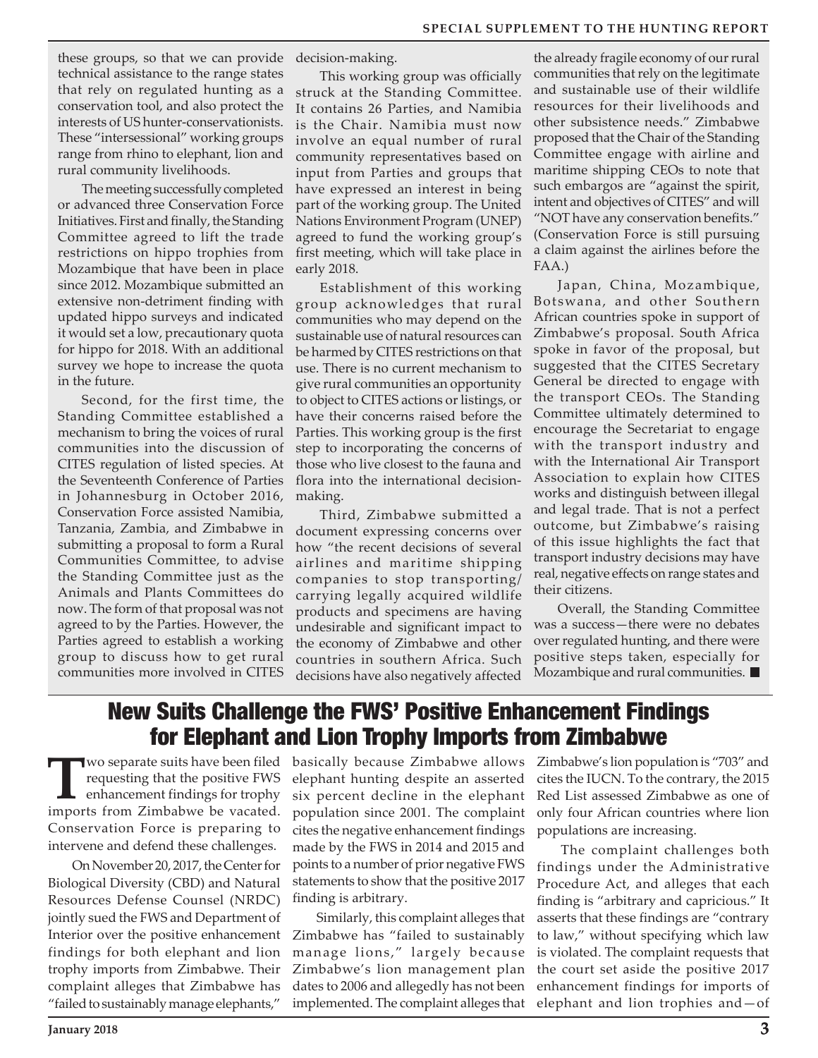these groups, so that we can provide technical assistance to the range states that rely on regulated hunting as a conservation tool, and also protect the interests of US hunter-conservationists. These "intersessional" working groups range from rhino to elephant, lion and rural community livelihoods.

The meeting successfully completed or advanced three Conservation Force Initiatives. First and finally, the Standing Committee agreed to lift the trade restrictions on hippo trophies from Mozambique that have been in place since 2012. Mozambique submitted an extensive non-detriment finding with updated hippo surveys and indicated it would set a low, precautionary quota for hippo for 2018. With an additional survey we hope to increase the quota in the future.

Second, for the first time, the Standing Committee established a mechanism to bring the voices of rural communities into the discussion of CITES regulation of listed species. At the Seventeenth Conference of Parties in Johannesburg in October 2016, Conservation Force assisted Namibia, Tanzania, Zambia, and Zimbabwe in submitting a proposal to form a Rural Communities Committee, to advise the Standing Committee just as the Animals and Plants Committees do now. The form of that proposal was not agreed to by the Parties. However, the Parties agreed to establish a working group to discuss how to get rural communities more involved in CITES decision-making.

This working group was officially struck at the Standing Committee. It contains 26 Parties, and Namibia is the Chair. Namibia must now involve an equal number of rural community representatives based on input from Parties and groups that have expressed an interest in being part of the working group. The United Nations Environment Program (UNEP) agreed to fund the working group's first meeting, which will take place in early 2018.

Establishment of this working group acknowledges that rural communities who may depend on the sustainable use of natural resources can be harmed by CITES restrictions on that use. There is no current mechanism to give rural communities an opportunity to object to CITES actions or listings, or have their concerns raised before the Parties. This working group is the first step to incorporating the concerns of those who live closest to the fauna and flora into the international decision-making.

Third, Zimbabwe submitted a document expressing concerns over how "the recent decisions of several airlines and maritime shipping companies to stop transporting/carrying legally acquired wildlife products and specimens are having undesirable and significant impact to the economy of Zimbabwe and other countries in southern Africa. Such decisions have also negatively affected the already fragile economy of our rural communities that rely on the legitimate and sustainable use of their wildlife resources for their livelihoods and other subsistence needs." Zimbabwe proposed that the Chair of the Standing Committee engage with airline and maritime shipping CEOs to note that such embargos are "against the spirit, intent and objectives of CITES" and will "NOT have any conservation benefits." (Conservation Force is still pursuing a claim against the airlines before the FAA.)

Japan, China, Mozambique, Botswana, and other Southern African countries spoke in support of Zimbabwe's proposal. South Africa spoke in favor of the proposal, but suggested that the CITES Secretary General be directed to engage with the transport CEOs. The Standing Committee ultimately determined to encourage the Secretariat to engage with the transport industry and with the International Air Transport Association to explain how CITES works and distinguish between illegal and legal trade. That is not a perfect outcome, but Zimbabwe's raising of this issue highlights the fact that transport industry decisions may have real, negative effects on range states and their citizens.

Overall, the Standing Committee was a success—there were no debates over regulated hunting, and there were positive steps taken, especially for Mozambique and rural communities. ■

# New Suits Challenge the FWS' Positive Enhancement Findings for Elephant and Lion Trophy Imports from Zimbabwe

Two separate suits have been filed requesting that the positive FWS enhancement findings for trophy imports from Zimbabwe be vacated. Conservation Force is preparing to intervene and defend these challenges.

On November 20, 2017, the Center for Biological Diversity (CBD) and Natural Resources Defense Counsel (NRDC) jointly sued the FWS and Department of Interior over the positive enhancement findings for both elephant and lion trophy imports from Zimbabwe. Their complaint alleges that Zimbabwe has "failed to sustainably manage elephants," basically because Zimbabwe allows elephant hunting despite an asserted six percent decline in the elephant population since 2001. The complaint cites the negative enhancement findings made by the FWS in 2014 and 2015 and points to a number of prior negative FWS statements to show that the positive 2017 finding is arbitrary.

Similarly, this complaint alleges that Zimbabwe has "failed to sustainably manage lions," largely because Zimbabwe's lion management plan dates to 2006 and allegedly has not been implemented. The complaint alleges that Zimbabwe's lion population is "703" and cites the IUCN. To the contrary, the 2015 Red List assessed Zimbabwe as one of only four African countries where lion populations are increasing.

The complaint challenges both findings under the Administrative Procedure Act, and alleges that each finding is "arbitrary and capricious." It asserts that these findings are "contrary to law," without specifying which law is violated. The complaint requests that the court set aside the positive 2017 enhancement findings for imports of elephant and lion trophies and—of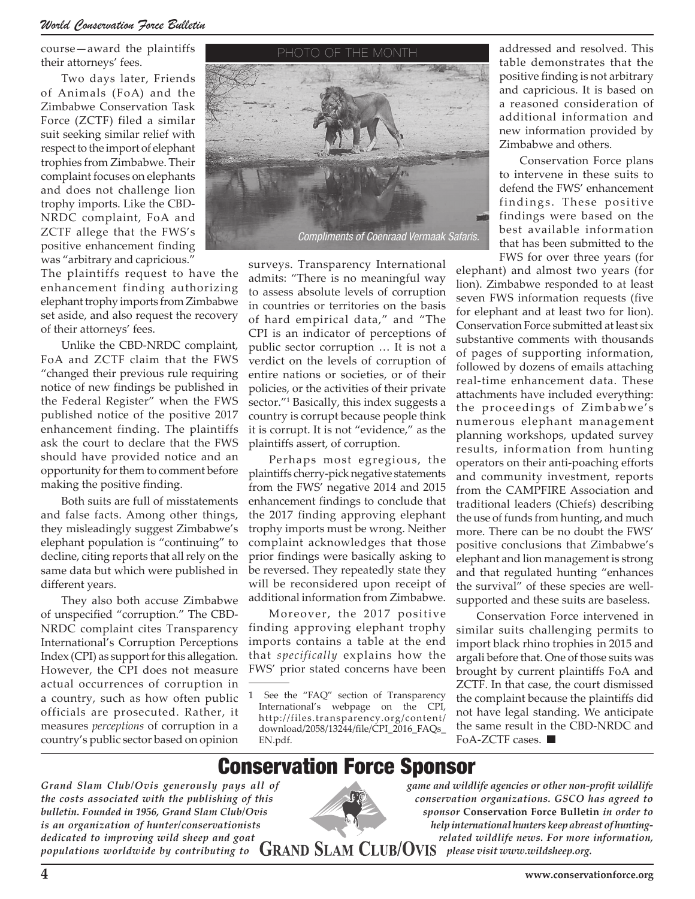course—award the plaintiffs their attorneys' fees.

Two days later, Friends of Animals (FoA) and the Zimbabwe Conservation Task Force (ZCTF) filed a similar suit seeking similar relief with respect to the import of elephant trophies from Zimbabwe. Their complaint focuses on elephants and does not challenge lion trophy imports. Like the CBD-NRDC complaint, FoA and ZCTF allege that the FWS's positive enhancement finding was "arbitrary and capricious." The plaintiffs request to have the enhancement finding authorizing elephant trophy imports from Zimbabwe set aside, and also request the recovery of their attorneys' fees.

Unlike the CBD-NRDC complaint, FoA and ZCTF claim that the FWS "changed their previous rule requiring notice of new findings be published in the Federal Register" when the FWS published notice of the positive 2017 enhancement finding. The plaintiffs ask the court to declare that the FWS should have provided notice and an opportunity for them to comment before making the positive finding.

Both suits are full of misstatements and false facts. Among other things, they misleadingly suggest Zimbabwe's elephant population is "continuing" to decline, citing reports that all rely on the same data but which were published in different years.

They also both accuse Zimbabwe of unspecified "corruption." The CBD-NRDC complaint cites Transparency International's Corruption Perceptions Index (CPI) as support for this allegation. However, the CPI does not measure actual occurrences of corruption in a country, such as how often public officials are prosecuted. Rather, it measures *perceptions* of corruption in a country's public sector based on opinion surveys. Transparency International admits: "There is no meaningful way to assess absolute levels of corruption in countries or territories on the basis of hard empirical data," and "The CPI is an indicator of perceptions of public sector corruption … It is not a verdict on the levels of corruption of entire nations or societies, or of their policies, or the activities of their private sector."[1] Basically, this index suggests a country is corrupt because people think it is corrupt. It is not "evidence," as the plaintiffs assert, of corruption.

Perhaps most egregious, the plaintiffs cherry-pick negative statements from the FWS' negative 2014 and 2015 enhancement findings to conclude that the 2017 finding approving elephant trophy imports must be wrong. Neither complaint acknowledges that those prior findings were basically asking to be reversed. They repeatedly state they will be reconsidered upon receipt of additional information from Zimbabwe.

Moreover, the 2017 positive finding approving elephant trophy imports contains a table at the end that *specifically* explains how the FWS' prior stated concerns have been addressed and resolved. This table demonstrates that the positive finding is not arbitrary and capricious. It is based on a reasoned consideration of additional information and new information provided by Zimbabwe and others.

Conservation Force plans to intervene in these suits to defend the FWS' enhancement findings. These positive findings were based on the best available information that has been submitted to the FWS for over three years (for elephant) and almost two years (for lion). Zimbabwe responded to at least seven FWS information requests (five for elephant and at least two for lion). Conservation Force submitted at least six substantive comments with thousands of pages of supporting information, followed by dozens of emails attaching real-time enhancement data. These attachments have included everything: the proceedings of Zimbabwe's numerous elephant management planning workshops, updated survey results, information from hunting operators on their anti-poaching efforts and community investment, reports from the CAMPFIRE Association and traditional leaders (Chiefs) describing the use of funds from hunting, and much more. There can be no doubt the FWS' positive conclusions that Zimbabwe's elephant and lion management is strong and that regulated hunting "enhances the survival" of these species are well-supported and these suits are baseless.

Conservation Force intervened in similar suits challenging permits to import black rhino trophies in 2015 and argali before that. One of those suits was brought by current plaintiffs FoA and ZCTF. In that case, the court dismissed the complaint because the plaintiffs did not have legal standing. We anticipate the same result in the CBD-NRDC and FoA-ZCTF cases. ■

1 See the "FAQ" section of Transparency International's webpage on the CPI, http://files.transparency.org/content/download/2058/13244/file/CPI_2016_FAQs_EN.pdf.

PHOTO OF THE MONTH

*Compliments of Coenraad Vermaak Safaris.*

## Conservation Force Sponsor

***Grand Slam Club/Ovis generously pays all of the costs associated with the publishing of this bulletin. Founded in 1956, Grand Slam Club/Ovis is an organization of hunter/conservationists dedicated to improving wild sheep and goat populations worldwide by contributing to game and wildlife agencies or other non-profit wildlife conservation organizations. GSCO has agreed to sponsor* Conservation Force Bulletin *in order to help international hunters keep abreast of hunting-related wildlife news. For more information, please visit www.wildsheep.org.***

GRAND SLAM CLUB/OVIS